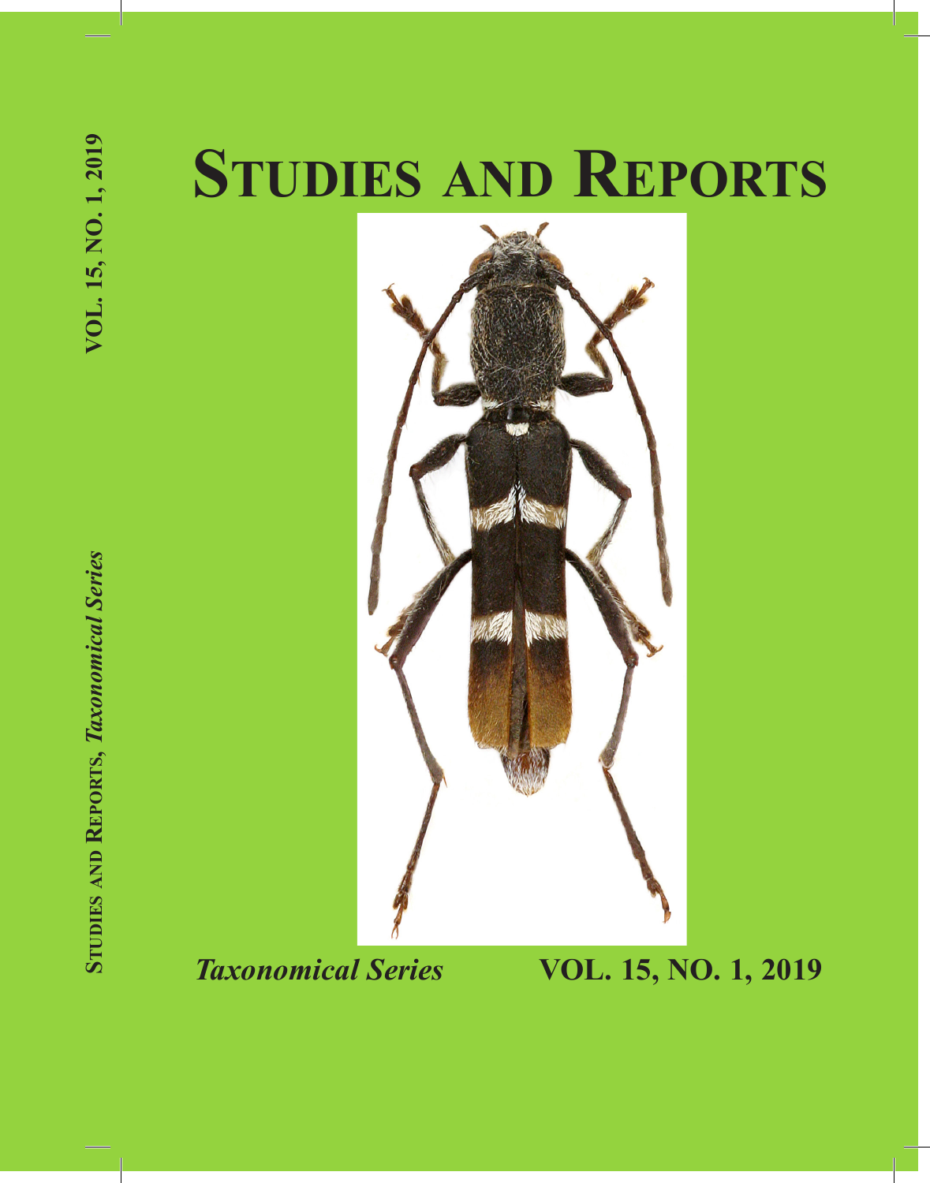# Studies and Reports

*Taxonomical Series* **VOL. 15, NO. 1, 2019**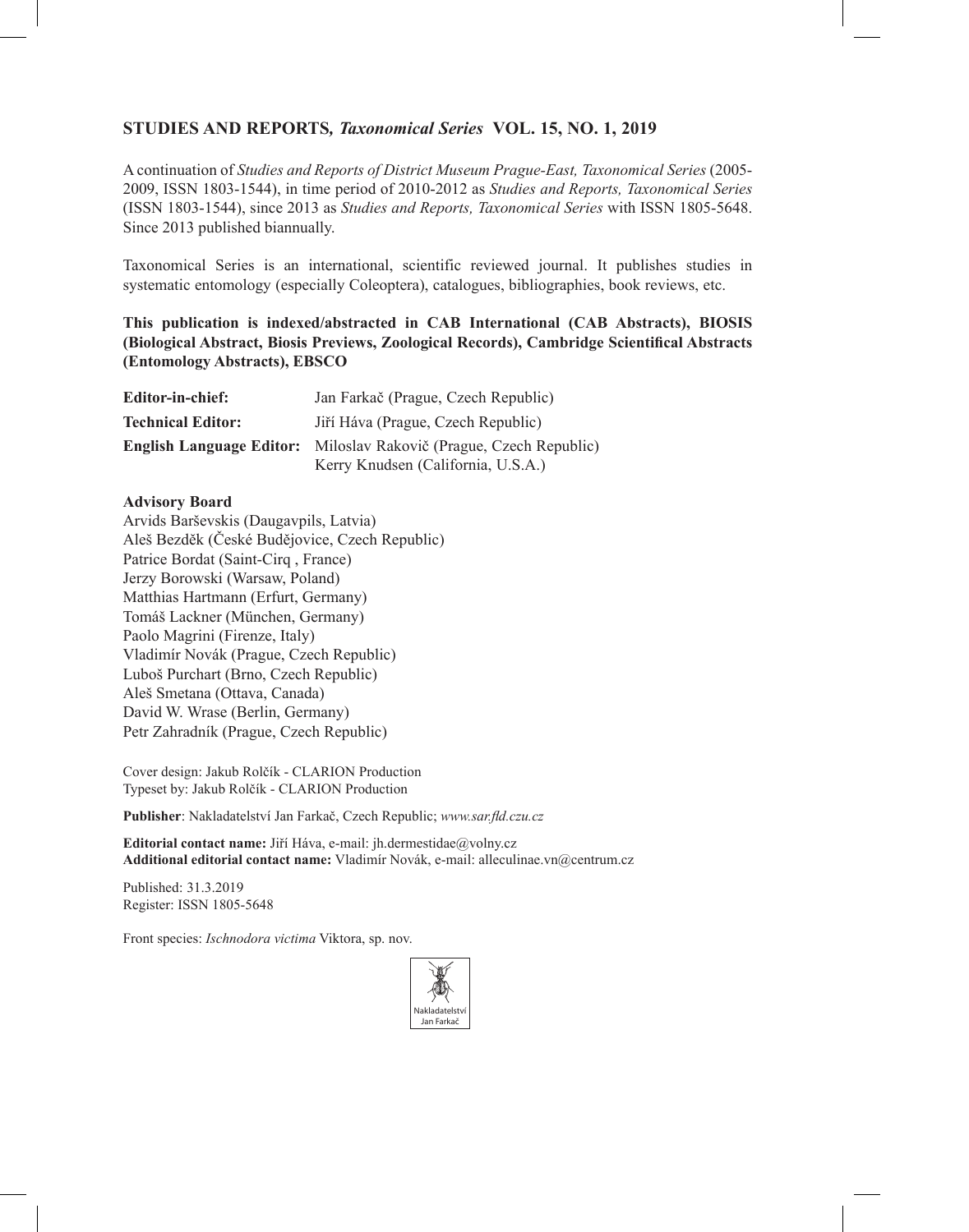## STUDIES AND REPORTS*, Taxonomical Series* VOL. 15, NO. 1, 2019

A continuation of *Studies and Reports of District Museum Prague-East, Taxonomical Series* (2005-2009, ISSN 1803-1544), in time period of 2010-2012 as *Studies and Reports, Taxonomical Series* (ISSN 1803-1544), since 2013 as *Studies and Reports, Taxonomical Series* with ISSN 1805-5648. Since 2013 published biannually.

Taxonomical Series is an international, scientific reviewed journal. It publishes studies in systematic entomology (especially Coleoptera), catalogues, bibliographies, book reviews, etc.

**This publication is indexed/abstracted in CAB International (CAB Abstracts), BIOSIS (Biological Abstract, Biosis Previews, Zoological Records), Cambridge Scientifical Abstracts (Entomology Abstracts), EBSCO**

**Editor-in-chief:** Jan Farkač (Prague, Czech Republic)
**Technical Editor:** Jiří Háva (Prague, Czech Republic)
**English Language Editor:** Miloslav Rakovič (Prague, Czech Republic)
Kerry Knudsen (California, U.S.A.)

**Advisory Board**
Arvids Barševskis (Daugavpils, Latvia)
Aleš Bezděk (České Budějovice, Czech Republic)
Patrice Bordat (Saint-Cirq , France)
Jerzy Borowski (Warsaw, Poland)
Matthias Hartmann (Erfurt, Germany)
Tomáš Lackner (München, Germany)
Paolo Magrini (Firenze, Italy)
Vladimír Novák (Prague, Czech Republic)
Luboš Purchart (Brno, Czech Republic)
Aleš Smetana (Ottava, Canada)
David W. Wrase (Berlin, Germany)
Petr Zahradník (Prague, Czech Republic)

Cover design: Jakub Rolčík - CLARION Production
Typeset by: Jakub Rolčík - CLARION Production

**Publisher**: Nakladatelství Jan Farkač, Czech Republic; *www.sar.fld.czu.cz*

**Editorial contact name:** Jiří Háva, e-mail: jh.dermestidae@volny.cz
**Additional editorial contact name:** Vladimír Novák, e-mail: alleculinae.vn@centrum.cz

Published: 31.3.2019
Register: ISSN 1805-5648

Front species: *Ischnodora victima* Viktora, sp. nov.

Nakladatelství Jan Farkač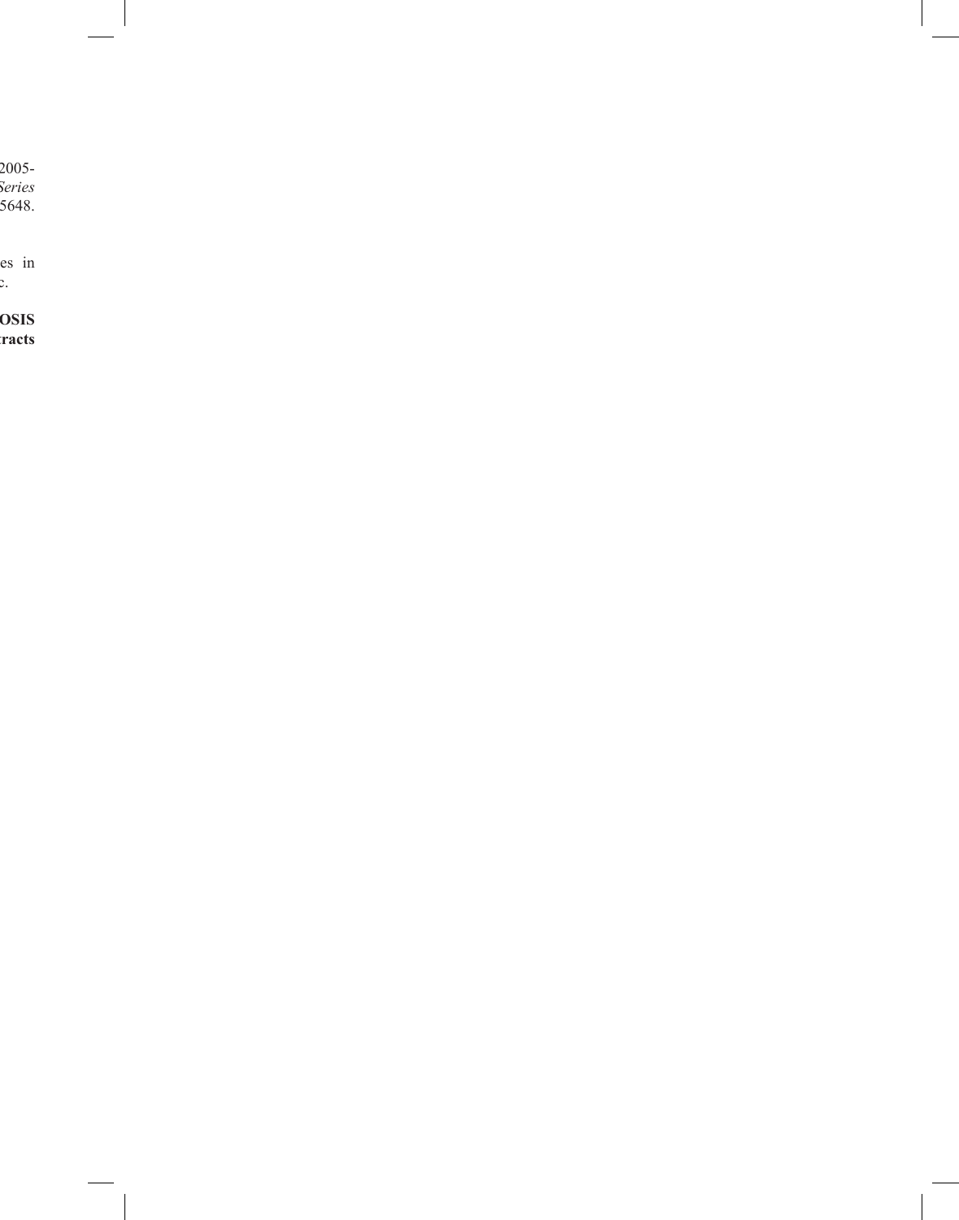2005-
*Series*
5648.

es in
c.

**OSIS**
**racts**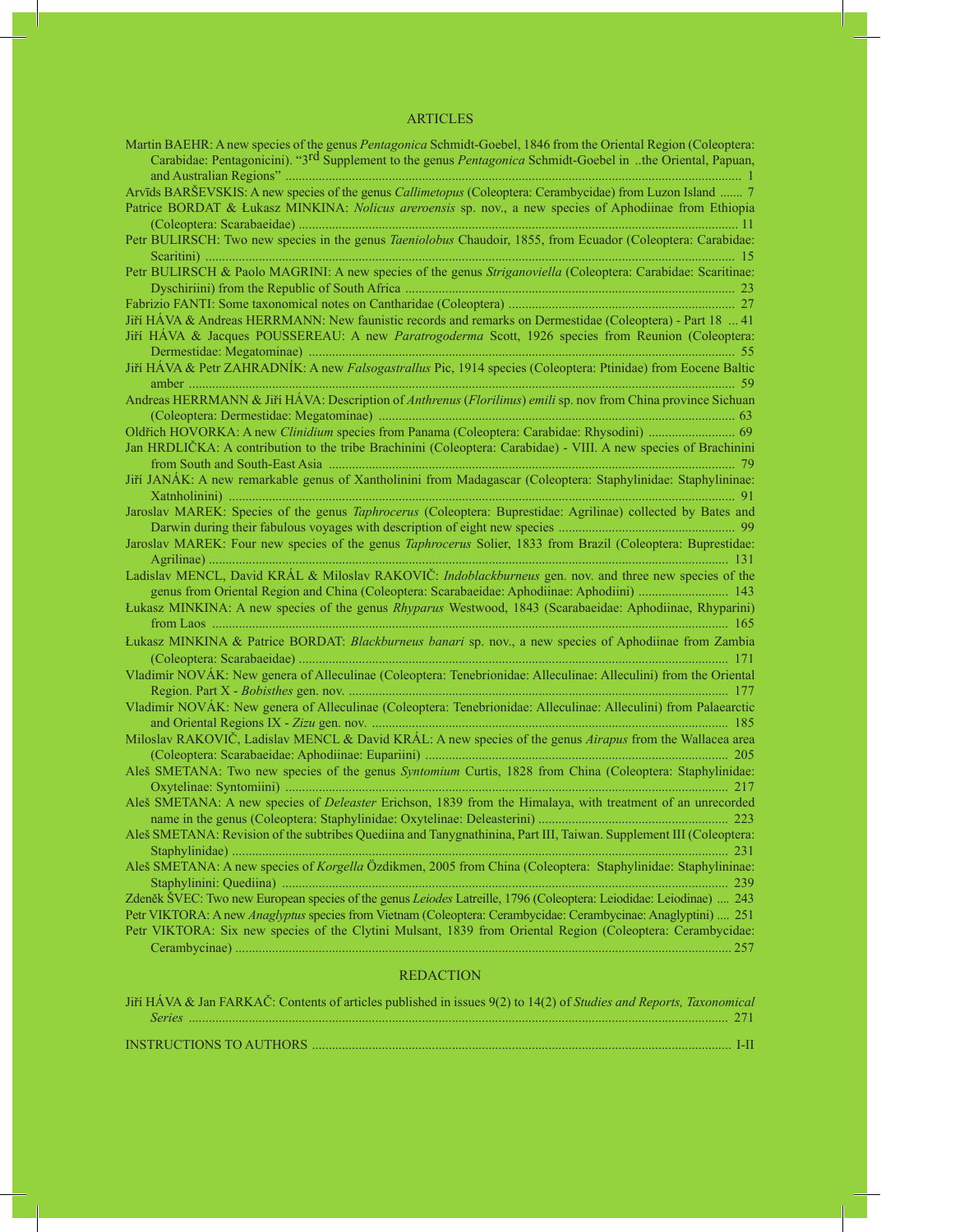## ARTICLES

Martin BAEHR: A new species of the genus *Pentagonica* Schmidt-Goebel, 1846 from the Oriental Region (Coleoptera: Carabidae: Pentagonicini). "3rd Supplement to the genus *Pentagonica* Schmidt-Goebel in ..the Oriental, Papuan, and Australian Regions" ........................................ 1

Arvīds BARŠEVSKIS: A new species of the genus *Callimetopus* (Coleoptera: Cerambycidae) from Luzon Island ....... 7

Patrice BORDAT & Łukasz MINKINA: *Nolicus areroensis* sp. nov., a new species of Aphodiinae from Ethiopia (Coleoptera: Scarabaeidae) ........................................ 11

Petr BULIRSCH: Two new species in the genus *Taeniolobus* Chaudoir, 1855, from Ecuador (Coleoptera: Carabidae: Scaritini) ........................................ 15

Petr BULIRSCH & Paolo MAGRINI: A new species of the genus *Striganoviella* (Coleoptera: Carabidae: Scaritinae: Dyschiriini) from the Republic of South Africa ........................................ 23

Fabrizio FANTI: Some taxonomical notes on Cantharidae (Coleoptera) ........................................ 27

Jiří HÁVA & Andreas HERRMANN: New faunistic records and remarks on Dermestidae (Coleoptera) - Part 18 ... 41

Jiří HÁVA & Jacques POUSSEREAU: A new *Paratrogoderma* Scott, 1926 species from Reunion (Coleoptera: Dermestidae: Megatominae) ........................................ 55

Jiří HÁVA & Petr ZAHRADNÍK: A new *Falsogastrallus* Pic, 1914 species (Coleoptera: Ptinidae) from Eocene Baltic amber ........................................ 59

Andreas HERRMANN & Jiří HÁVA: Description of *Anthrenus* (*Florilinus*) *emili* sp. nov from China province Sichuan (Coleoptera: Dermestidae: Megatominae) ........................................ 63

Oldřich HOVORKA: A new *Clinidium* species from Panama (Coleoptera: Carabidae: Rhysodini) ........................................ 69

Jan HRDLIČKA: A contribution to the tribe Brachinini (Coleoptera: Carabidae) - VIII. A new species of Brachinini from South and South-East Asia ........................................ 79

Jiří JANÁK: A new remarkable genus of Xantholinini from Madagascar (Coleoptera: Staphylinidae: Staphylininae: Xatnholinini) ........................................ 91

Jaroslav MAREK: Species of the genus *Taphrocerus* (Coleoptera: Buprestidae: Agrilinae) collected by Bates and Darwin during their fabulous voyages with description of eight new species ........................................ 99

Jaroslav MAREK: Four new species of the genus *Taphrocerus* Solier, 1833 from Brazil (Coleoptera: Buprestidae: Agrilinae) ........................................ 131

Ladislav MENCL, David KRÁL & Miloslav RAKOVIČ: *Indoblackburneus* gen. nov. and three new species of the genus from Oriental Region and China (Coleoptera: Scarabaeidae: Aphodiinae: Aphodiini) ........................................ 143

Łukasz MINKINA: A new species of the genus *Rhyparus* Westwood, 1843 (Scarabaeidae: Aphodiinae, Rhyparini) from Laos ........................................ 165

Łukasz MINKINA & Patrice BORDAT: *Blackburneus banari* sp. nov., a new species of Aphodiinae from Zambia (Coleoptera: Scarabaeidae) ........................................ 171

Vladimír NOVÁK: New genera of Alleculinae (Coleoptera: Tenebrionidae: Alleculinae: Alleculini) from the Oriental Region. Part X - *Bobisthes* gen. nov. ........................................ 177

Vladimír NOVÁK: New genera of Alleculinae (Coleoptera: Tenebrionidae: Alleculinae: Alleculini) from Palaearctic and Oriental Regions IX - *Zizu* gen. nov. ........................................ 185

Miloslav RAKOVIČ, Ladislav MENCL & David KRÁL: A new species of the genus *Airapus* from the Wallacea area (Coleoptera: Scarabaeidae: Aphodiinae: Eupariini) ........................................ 205

Aleš SMETANA: Two new species of the genus *Syntomium* Curtis, 1828 from China (Coleoptera: Staphylinidae: Oxytelinae: Syntomiini) ........................................ 217

Aleš SMETANA: A new species of *Deleaster* Erichson, 1839 from the Himalaya, with treatment of an unrecorded name in the genus (Coleoptera: Staphylinidae: Oxytelinae: Deleasterini) ........................................ 223

Aleš SMETANA: Revision of the subtribes Quediina and Tanygnathinina, Part III, Taiwan. Supplement III (Coleoptera: Staphylinidae) ........................................ 231

Aleš SMETANA: A new species of *Korgella* Özdikmen, 2005 from China (Coleoptera: Staphylinidae: Staphylininae: Staphylinini: Quediina) ........................................ 239

Zdeněk ŠVEC: Two new European species of the genus *Leiodes* Latreille, 1796 (Coleoptera: Leiodidae: Leiodinae) .... 243

Petr VIKTORA: A new *Anaglyptus* species from Vietnam (Coleoptera: Cerambycidae: Cerambycinae: Anaglyptini) .... 251

Petr VIKTORA: Six new species of the Clytini Mulsant, 1839 from Oriental Region (Coleoptera: Cerambycidae: Cerambycinae) ........................................ 257

## REDACTION

Jiří HÁVA & Jan FARKAČ: Contents of articles published in issues 9(2) to 14(2) of *Studies and Reports, Taxonomical Series* ........................................ 271

INSTRUCTIONS TO AUTHORS ........................................ I-II